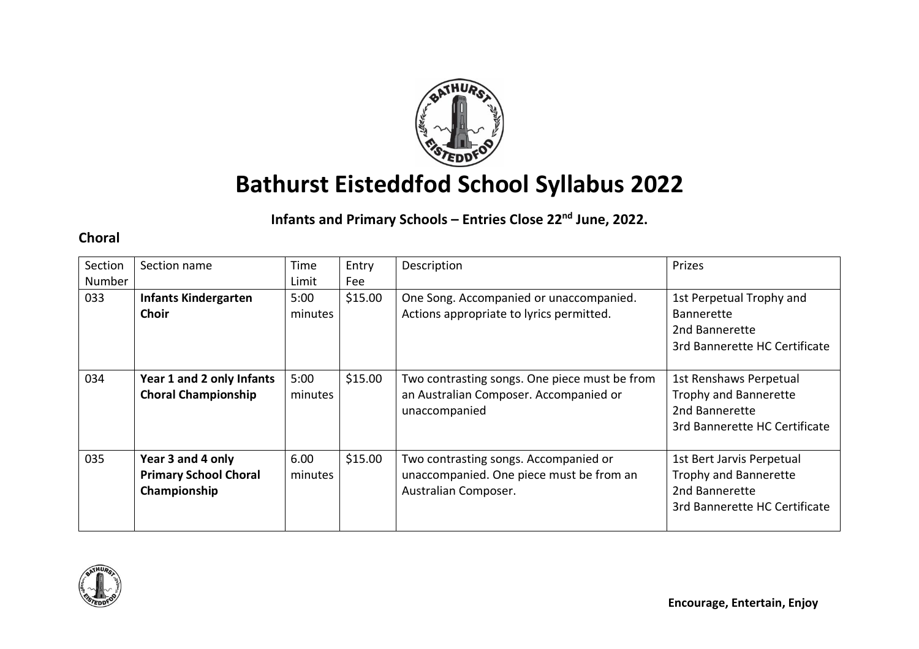# Bathurst Eisteddfod School Syllabus 2022

**Infants and Primary Schools – Entries Close 22nd June, 2022.**

## Choral

| Section Number | Section name | Time Limit | Entry Fee | Description | Prizes |
|---|---|---|---|---|---|
| 033 | **Infants Kindergarten Choir** | 5:00 minutes | $15.00 | One Song. Accompanied or unaccompanied. Actions appropriate to lyrics permitted. | 1st Perpetual Trophy and Bannerette<br>2nd Bannerette<br>3rd Bannerette HC Certificate |
| 034 | **Year 1 and 2 only Infants Choral Championship** | 5:00 minutes | $15.00 | Two contrasting songs. One piece must be from an Australian Composer. Accompanied or unaccompanied | 1st Renshaws Perpetual Trophy and Bannerette<br>2nd Bannerette<br>3rd Bannerette HC Certificate |
| 035 | **Year 3 and 4 only Primary School Choral Championship** | 6.00 minutes | $15.00 | Two contrasting songs. Accompanied or unaccompanied. One piece must be from an Australian Composer. | 1st Bert Jarvis Perpetual Trophy and Bannerette<br>2nd Bannerette<br>3rd Bannerette HC Certificate |

**Encourage, Entertain, Enjoy**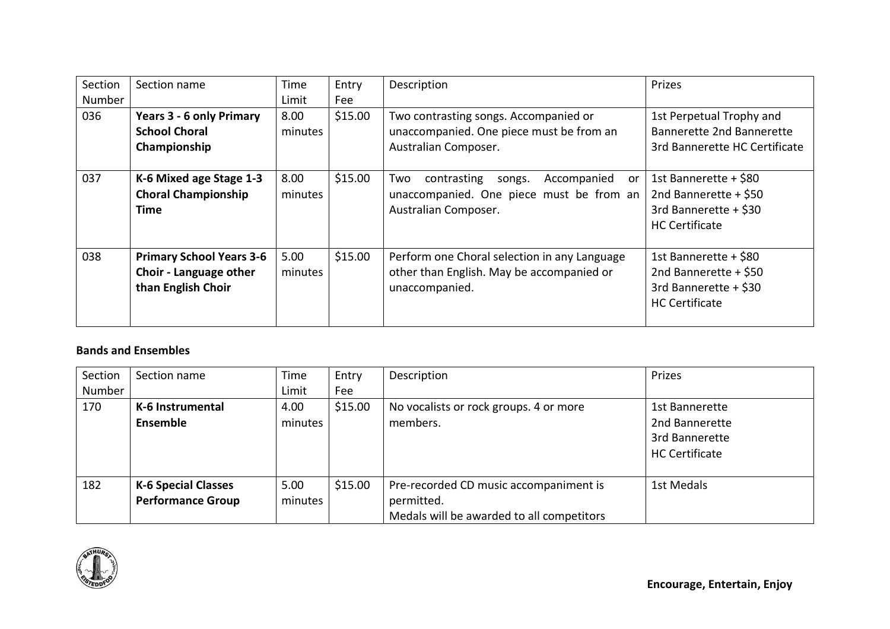| Section Number | Section name | Time Limit | Entry Fee | Description | Prizes |
|---|---|---|---|---|---|
| 036 | **Years 3 - 6 only Primary School Choral Championship** | 8.00 minutes | $15.00 | Two contrasting songs. Accompanied or unaccompanied. One piece must be from an Australian Composer. | 1st Perpetual Trophy and Bannerette 2nd Bannerette 3rd Bannerette HC Certificate |
| 037 | **K-6 Mixed age Stage 1-3 Choral Championship Time** | 8.00 minutes | $15.00 | Two contrasting songs. Accompanied or unaccompanied. One piece must be from an Australian Composer. | 1st Bannerette + $80<br>2nd Bannerette + $50<br>3rd Bannerette + $30<br>HC Certificate |
| 038 | **Primary School Years 3-6 Choir - Language other than English Choir** | 5.00 minutes | $15.00 | Perform one Choral selection in any Language other than English. May be accompanied or unaccompanied. | 1st Bannerette + $80<br>2nd Bannerette + $50<br>3rd Bannerette + $30<br>HC Certificate |

**Bands and Ensembles**

| Section Number | Section name | Time Limit | Entry Fee | Description | Prizes |
|---|---|---|---|---|---|
| 170 | **K-6 Instrumental Ensemble** | 4.00 minutes | $15.00 | No vocalists or rock groups. 4 or more members. | 1st Bannerette<br>2nd Bannerette<br>3rd Bannerette<br>HC Certificate |
| 182 | **K-6 Special Classes Performance Group** | 5.00 minutes | $15.00 | Pre-recorded CD music accompaniment is permitted.<br>Medals will be awarded to all competitors | 1st Medals |

**Encourage, Entertain, Enjoy**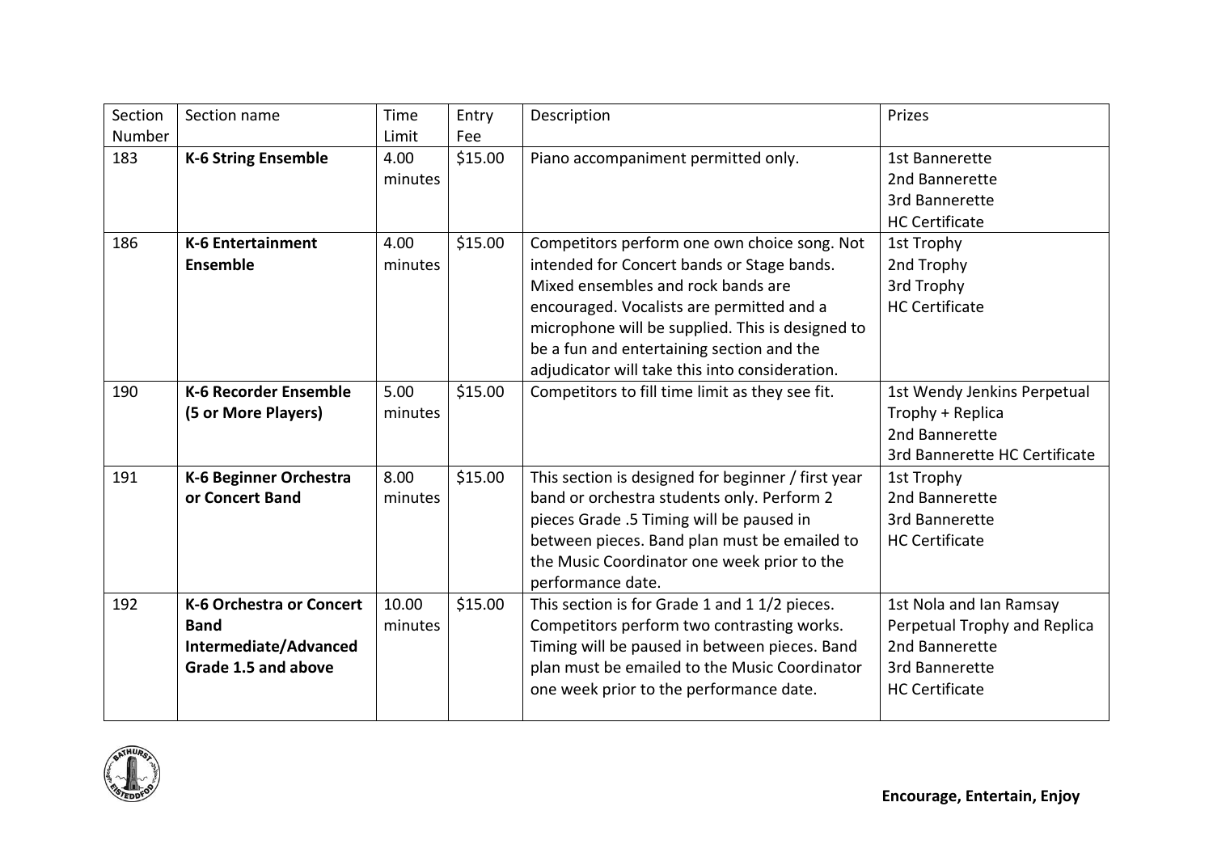| Section Number | Section name | Time Limit | Entry Fee | Description | Prizes |
|---|---|---|---|---|---|
| 183 | **K-6 String Ensemble** | 4.00 minutes | $15.00 | Piano accompaniment permitted only. | 1st Bannerette<br>2nd Bannerette<br>3rd Bannerette<br>HC Certificate |
| 186 | **K-6 Entertainment Ensemble** | 4.00 minutes | $15.00 | Competitors perform one own choice song. Not intended for Concert bands or Stage bands. Mixed ensembles and rock bands are encouraged. Vocalists are permitted and a microphone will be supplied. This is designed to be a fun and entertaining section and the adjudicator will take this into consideration. | 1st Trophy<br>2nd Trophy<br>3rd Trophy<br>HC Certificate |
| 190 | **K-6 Recorder Ensemble (5 or More Players)** | 5.00 minutes | $15.00 | Competitors to fill time limit as they see fit. | 1st Wendy Jenkins Perpetual Trophy + Replica<br>2nd Bannerette<br>3rd Bannerette HC Certificate |
| 191 | **K-6 Beginner Orchestra or Concert Band** | 8.00 minutes | $15.00 | This section is designed for beginner / first year band or orchestra students only. Perform 2 pieces Grade .5 Timing will be paused in between pieces. Band plan must be emailed to the Music Coordinator one week prior to the performance date. | 1st Trophy<br>2nd Bannerette<br>3rd Bannerette<br>HC Certificate |
| 192 | **K-6 Orchestra or Concert Band Intermediate/Advanced Grade 1.5 and above** | 10.00 minutes | $15.00 | This section is for Grade 1 and 1 1/2 pieces. Competitors perform two contrasting works. Timing will be paused in between pieces. Band plan must be emailed to the Music Coordinator one week prior to the performance date. | 1st Nola and Ian Ramsay Perpetual Trophy and Replica<br>2nd Bannerette<br>3rd Bannerette<br>HC Certificate |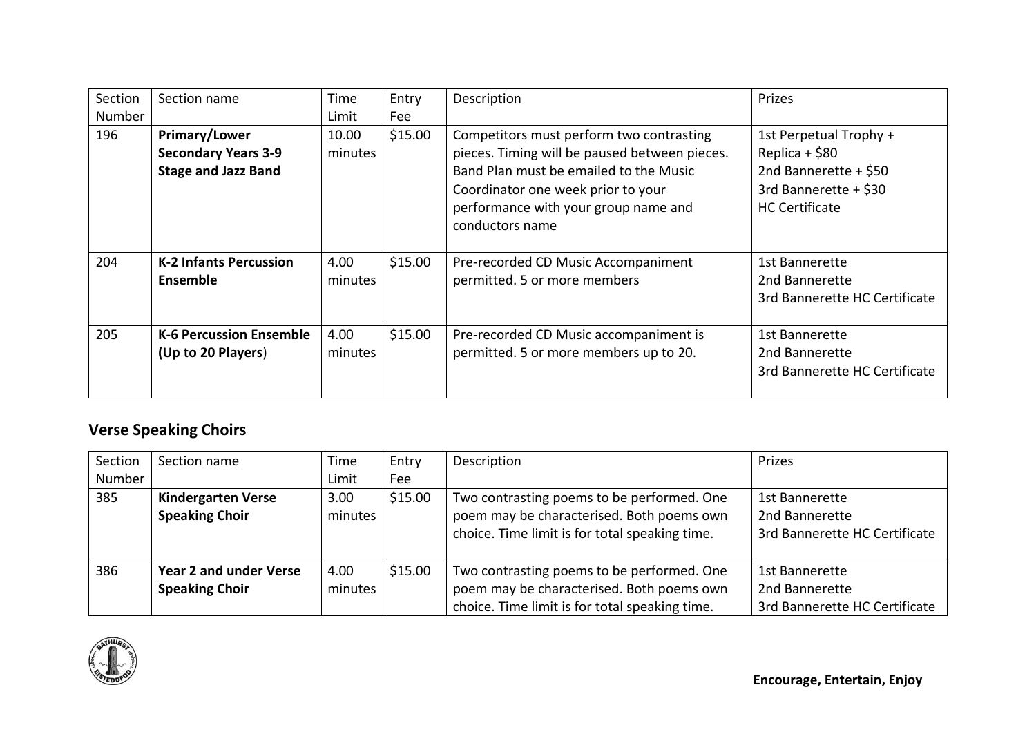| Section Number | Section name | Time Limit | Entry Fee | Description | Prizes |
|---|---|---|---|---|---|
| 196 | **Primary/Lower Secondary Years 3-9 Stage and Jazz Band** | 10.00 minutes | $15.00 | Competitors must perform two contrasting pieces. Timing will be paused between pieces. Band Plan must be emailed to the Music Coordinator one week prior to your performance with your group name and conductors name | 1st Perpetual Trophy + Replica + $80<br>2nd Bannerette + $50<br>3rd Bannerette + $30<br>HC Certificate |
| 204 | **K-2 Infants Percussion Ensemble** | 4.00 minutes | $15.00 | Pre-recorded CD Music Accompaniment permitted. 5 or more members | 1st Bannerette<br>2nd Bannerette<br>3rd Bannerette HC Certificate |
| 205 | **K-6 Percussion Ensemble (Up to 20 Players**) | 4.00 minutes | $15.00 | Pre-recorded CD Music accompaniment is permitted. 5 or more members up to 20. | 1st Bannerette<br>2nd Bannerette<br>3rd Bannerette HC Certificate |

## Verse Speaking Choirs

| Section Number | Section name | Time Limit | Entry Fee | Description | Prizes |
|---|---|---|---|---|---|
| 385 | **Kindergarten Verse Speaking Choir** | 3.00 minutes | $15.00 | Two contrasting poems to be performed. One poem may be characterised. Both poems own choice. Time limit is for total speaking time. | 1st Bannerette<br>2nd Bannerette<br>3rd Bannerette HC Certificate |
| 386 | **Year 2 and under Verse Speaking Choir** | 4.00 minutes | $15.00 | Two contrasting poems to be performed. One poem may be characterised. Both poems own choice. Time limit is for total speaking time. | 1st Bannerette<br>2nd Bannerette<br>3rd Bannerette HC Certificate |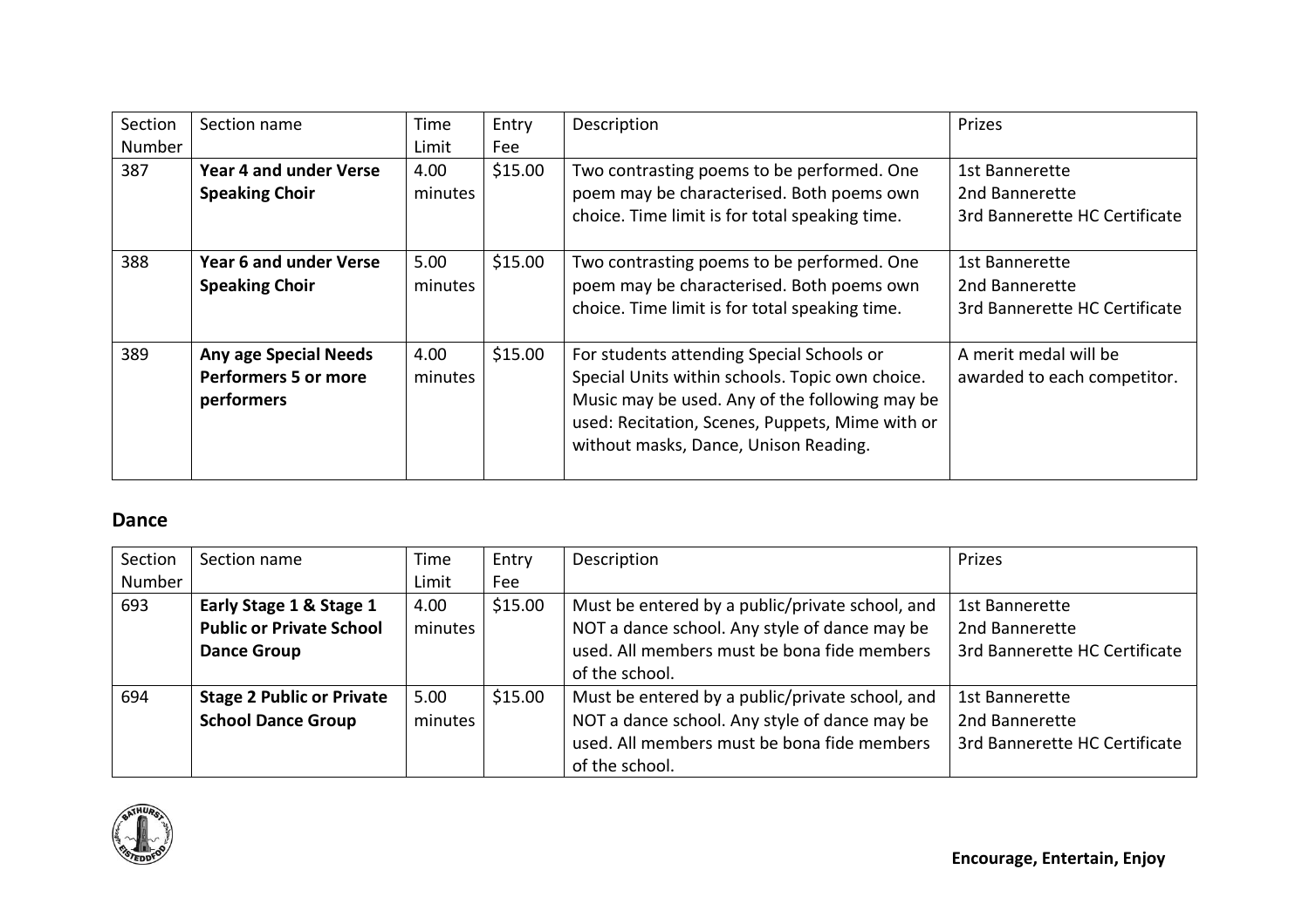| Section Number | Section name | Time Limit | Entry Fee | Description | Prizes |
|---|---|---|---|---|---|
| 387 | **Year 4 and under Verse Speaking Choir** | 4.00 minutes | $15.00 | Two contrasting poems to be performed. One poem may be characterised. Both poems own choice. Time limit is for total speaking time. | 1st Bannerette<br>2nd Bannerette<br>3rd Bannerette HC Certificate |
| 388 | **Year 6 and under Verse Speaking Choir** | 5.00 minutes | $15.00 | Two contrasting poems to be performed. One poem may be characterised. Both poems own choice. Time limit is for total speaking time. | 1st Bannerette<br>2nd Bannerette<br>3rd Bannerette HC Certificate |
| 389 | **Any age Special Needs Performers 5 or more performers** | 4.00 minutes | $15.00 | For students attending Special Schools or Special Units within schools. Topic own choice. Music may be used. Any of the following may be used: Recitation, Scenes, Puppets, Mime with or without masks, Dance, Unison Reading. | A merit medal will be awarded to each competitor. |

## Dance

| Section Number | Section name | Time Limit | Entry Fee | Description | Prizes |
|---|---|---|---|---|---|
| 693 | **Early Stage 1 & Stage 1 Public or Private School Dance Group** | 4.00 minutes | $15.00 | Must be entered by a public/private school, and NOT a dance school. Any style of dance may be used. All members must be bona fide members of the school. | 1st Bannerette<br>2nd Bannerette<br>3rd Bannerette HC Certificate |
| 694 | **Stage 2 Public or Private School Dance Group** | 5.00 minutes | $15.00 | Must be entered by a public/private school, and NOT a dance school. Any style of dance may be used. All members must be bona fide members of the school. | 1st Bannerette<br>2nd Bannerette<br>3rd Bannerette HC Certificate |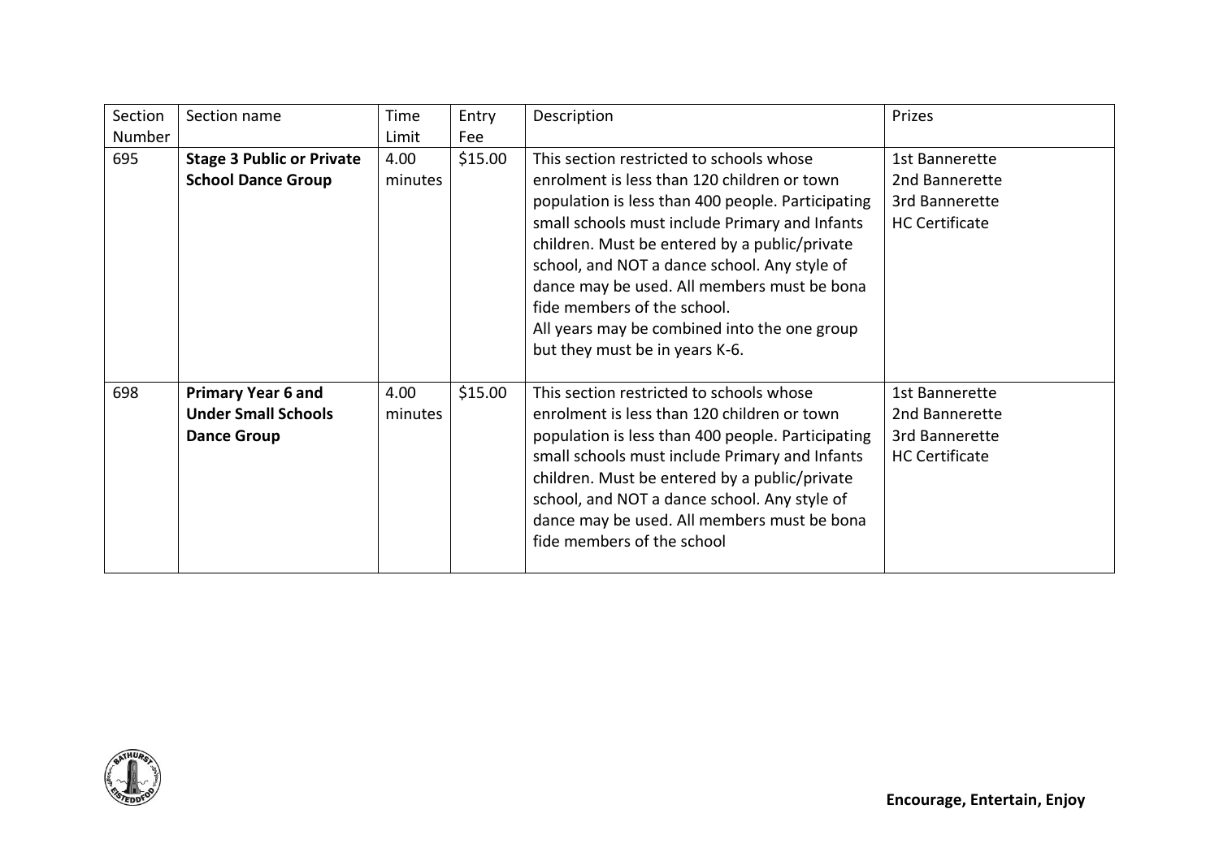| Section Number | Section name | Time Limit | Entry Fee | Description | Prizes |
|---|---|---|---|---|---|
| 695 | **Stage 3 Public or Private School Dance Group** | 4.00 minutes | $15.00 | This section restricted to schools whose enrolment is less than 120 children or town population is less than 400 people. Participating small schools must include Primary and Infants children. Must be entered by a public/private school, and NOT a dance school. Any style of dance may be used. All members must be bona fide members of the school. All years may be combined into the one group but they must be in years K-6. | 1st Bannerette<br>2nd Bannerette<br>3rd Bannerette<br>HC Certificate |
| 698 | **Primary Year 6 and Under Small Schools Dance Group** | 4.00 minutes | $15.00 | This section restricted to schools whose enrolment is less than 120 children or town population is less than 400 people. Participating small schools must include Primary and Infants children. Must be entered by a public/private school, and NOT a dance school. Any style of dance may be used. All members must be bona fide members of the school | 1st Bannerette<br>2nd Bannerette<br>3rd Bannerette<br>HC Certificate |

**Encourage, Entertain, Enjoy**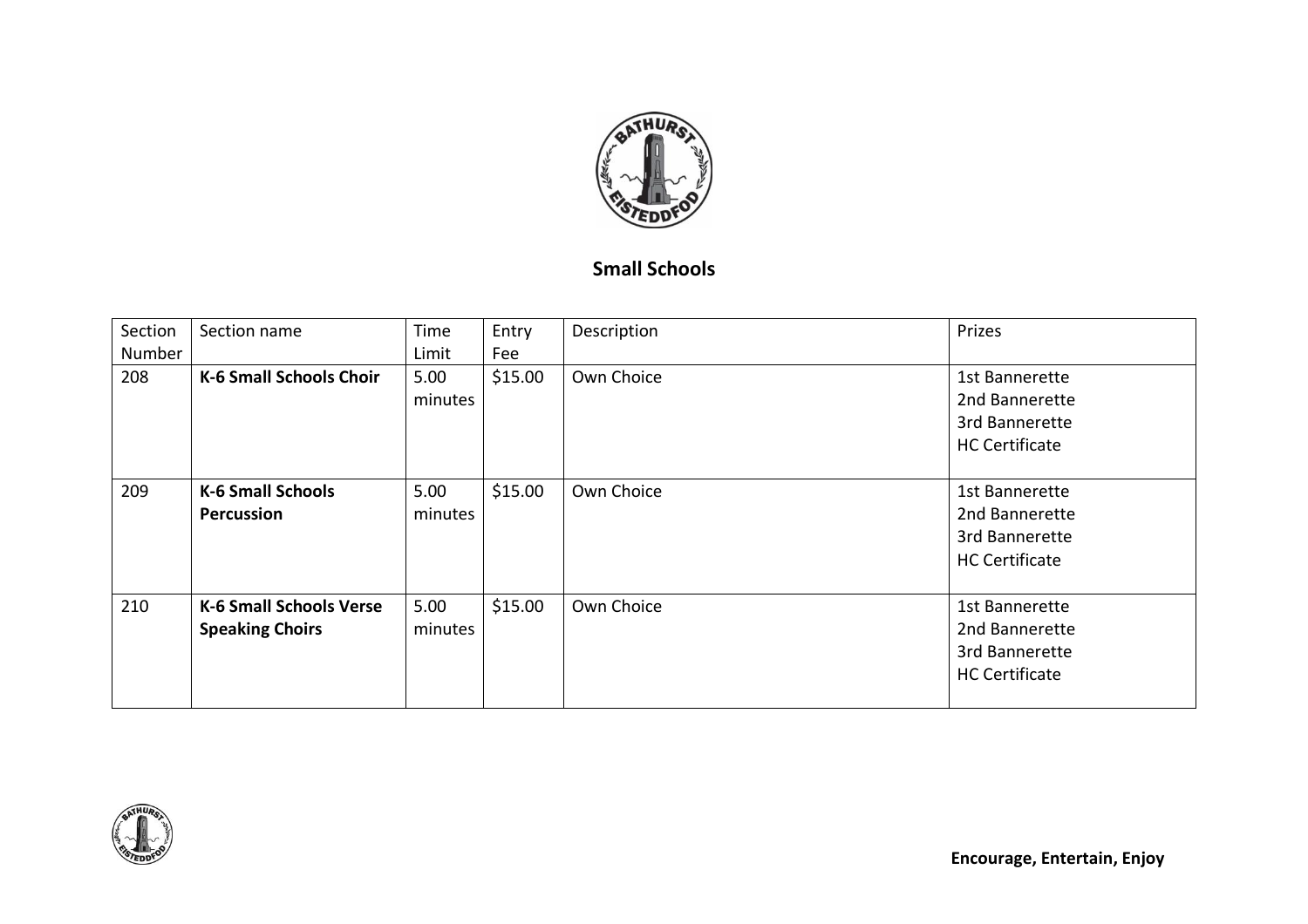## Small Schools

| Section Number | Section name | Time Limit | Entry Fee | Description | Prizes |
|---|---|---|---|---|---|
| 208 | **K-6 Small Schools Choir** | 5.00 minutes | $15.00 | Own Choice | 1st Bannerette<br>2nd Bannerette<br>3rd Bannerette<br>HC Certificate |
| 209 | **K-6 Small Schools Percussion** | 5.00 minutes | $15.00 | Own Choice | 1st Bannerette<br>2nd Bannerette<br>3rd Bannerette<br>HC Certificate |
| 210 | **K-6 Small Schools Verse Speaking Choirs** | 5.00 minutes | $15.00 | Own Choice | 1st Bannerette<br>2nd Bannerette<br>3rd Bannerette<br>HC Certificate |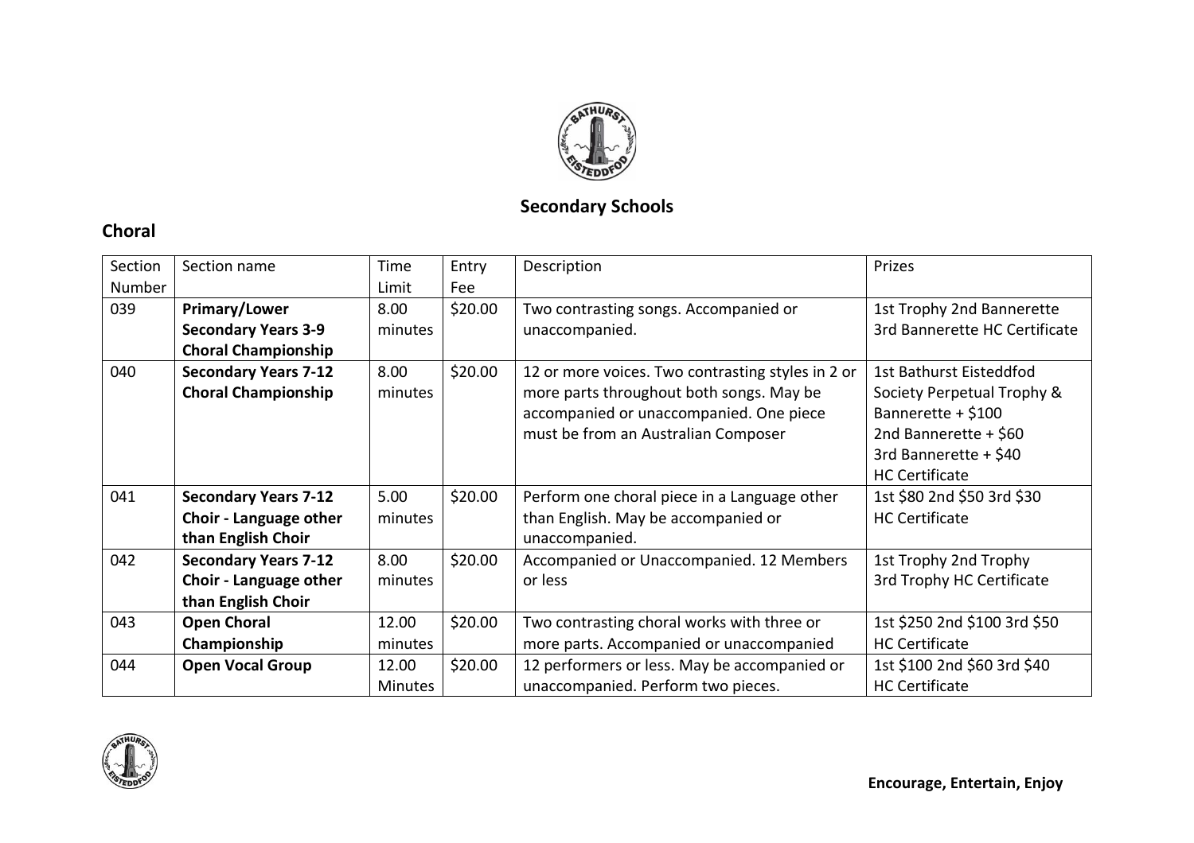## Secondary Schools

### Choral

| Section Number | Section name | Time Limit | Entry Fee | Description | Prizes |
|---|---|---|---|---|---|
| 039 | **Primary/Lower Secondary Years 3-9 Choral Championship** | 8.00 minutes | $20.00 | Two contrasting songs. Accompanied or unaccompanied. | 1st Trophy 2nd Bannerette 3rd Bannerette HC Certificate |
| 040 | **Secondary Years 7-12 Choral Championship** | 8.00 minutes | $20.00 | 12 or more voices. Two contrasting styles in 2 or more parts throughout both songs. May be accompanied or unaccompanied. One piece must be from an Australian Composer | 1st Bathurst Eisteddfod Society Perpetual Trophy & Bannerette + $100<br>2nd Bannerette + $60<br>3rd Bannerette + $40<br>HC Certificate |
| 041 | **Secondary Years 7-12 Choir - Language other than English Choir** | 5.00 minutes | $20.00 | Perform one choral piece in a Language other than English. May be accompanied or unaccompanied. | 1st $80 2nd $50 3rd $30 HC Certificate |
| 042 | **Secondary Years 7-12 Choir - Language other than English Choir** | 8.00 minutes | $20.00 | Accompanied or Unaccompanied. 12 Members or less | 1st Trophy 2nd Trophy 3rd Trophy HC Certificate |
| 043 | **Open Choral Championship** | 12.00 minutes | $20.00 | Two contrasting choral works with three or more parts. Accompanied or unaccompanied | 1st $250 2nd $100 3rd $50 HC Certificate |
| 044 | **Open Vocal Group** | 12.00 Minutes | $20.00 | 12 performers or less. May be accompanied or unaccompanied. Perform two pieces. | 1st $100 2nd $60 3rd $40 HC Certificate |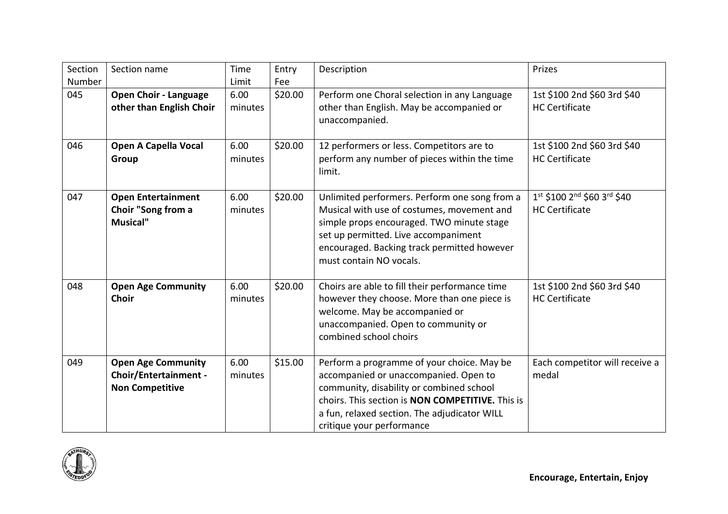| Section Number | Section name | Time Limit | Entry Fee | Description | Prizes |
|---|---|---|---|---|---|
| 045 | **Open Choir - Language other than English Choir** | 6.00 minutes | $20.00 | Perform one Choral selection in any Language other than English. May be accompanied or unaccompanied. | 1st $100 2nd $60 3rd $40 HC Certificate |
| 046 | **Open A Capella Vocal Group** | 6.00 minutes | $20.00 | 12 performers or less. Competitors are to perform any number of pieces within the time limit. | 1st $100 2nd $60 3rd $40 HC Certificate |
| 047 | **Open Entertainment Choir "Song from a Musical"** | 6.00 minutes | $20.00 | Unlimited performers. Perform one song from a Musical with use of costumes, movement and simple props encouraged. TWO minute stage set up permitted. Live accompaniment encouraged. Backing track permitted however must contain NO vocals. | 1st $100 2nd $60 3rd $40 HC Certificate |
| 048 | **Open Age Community Choir** | 6.00 minutes | $20.00 | Choirs are able to fill their performance time however they choose. More than one piece is welcome. May be accompanied or unaccompanied. Open to community or combined school choirs | 1st $100 2nd $60 3rd $40 HC Certificate |
| 049 | **Open Age Community Choir/Entertainment - Non Competitive** | 6.00 minutes | $15.00 | Perform a programme of your choice. May be accompanied or unaccompanied. Open to community, disability or combined school choirs. This section is **NON COMPETITIVE.** This is a fun, relaxed section. The adjudicator WILL critique your performance | Each competitor will receive a medal |

**Encourage, Entertain, Enjoy**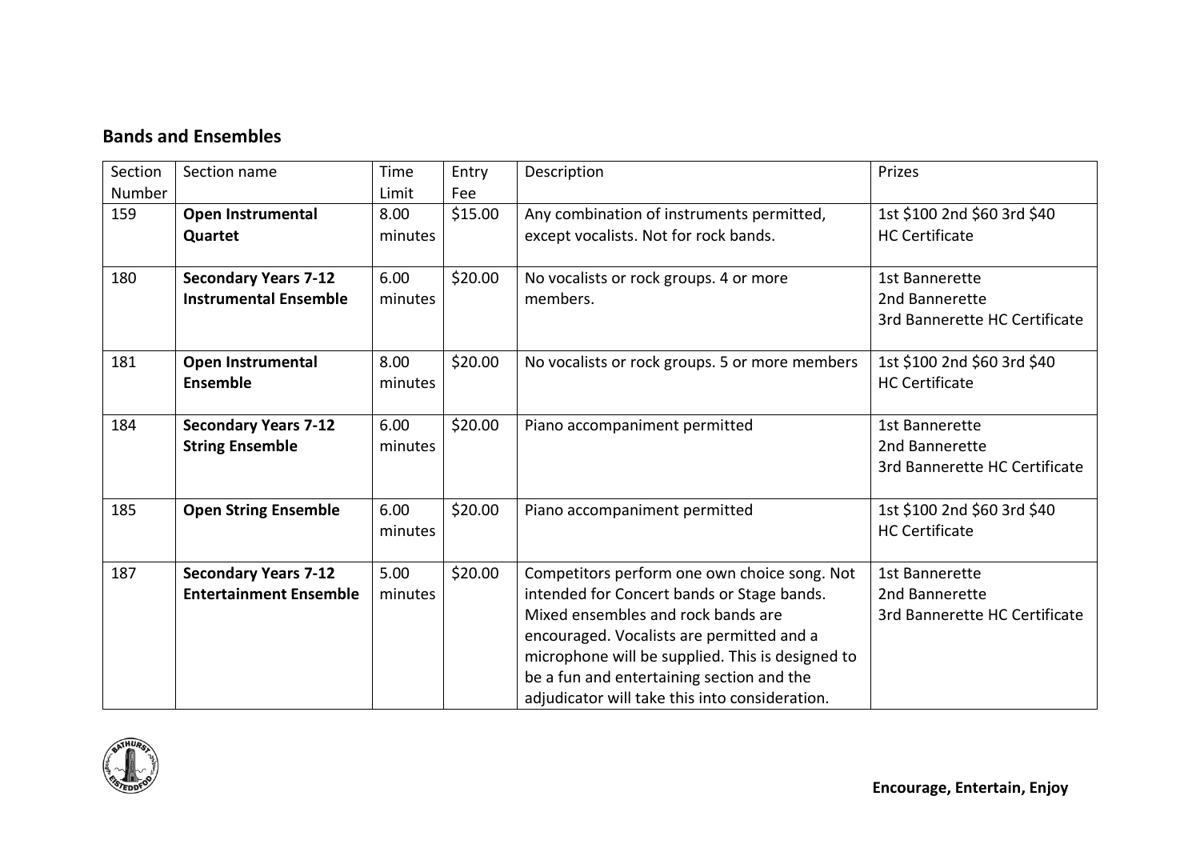## Bands and Ensembles

| Section Number | Section name | Time Limit | Entry Fee | Description | Prizes |
|---|---|---|---|---|---|
| 159 | **Open Instrumental Quartet** | 8.00 minutes | $15.00 | Any combination of instruments permitted, except vocalists. Not for rock bands. | 1st $100 2nd $60 3rd $40 HC Certificate |
| 180 | **Secondary Years 7-12 Instrumental Ensemble** | 6.00 minutes | $20.00 | No vocalists or rock groups. 4 or more members. | 1st Bannerette 2nd Bannerette 3rd Bannerette HC Certificate |
| 181 | **Open Instrumental Ensemble** | 8.00 minutes | $20.00 | No vocalists or rock groups. 5 or more members | 1st $100 2nd $60 3rd $40 HC Certificate |
| 184 | **Secondary Years 7-12 String Ensemble** | 6.00 minutes | $20.00 | Piano accompaniment permitted | 1st Bannerette 2nd Bannerette 3rd Bannerette HC Certificate |
| 185 | **Open String Ensemble** | 6.00 minutes | $20.00 | Piano accompaniment permitted | 1st $100 2nd $60 3rd $40 HC Certificate |
| 187 | **Secondary Years 7-12 Entertainment Ensemble** | 5.00 minutes | $20.00 | Competitors perform one own choice song. Not intended for Concert bands or Stage bands. Mixed ensembles and rock bands are encouraged. Vocalists are permitted and a microphone will be supplied. This is designed to be a fun and entertaining section and the adjudicator will take this into consideration. | 1st Bannerette 2nd Bannerette 3rd Bannerette HC Certificate |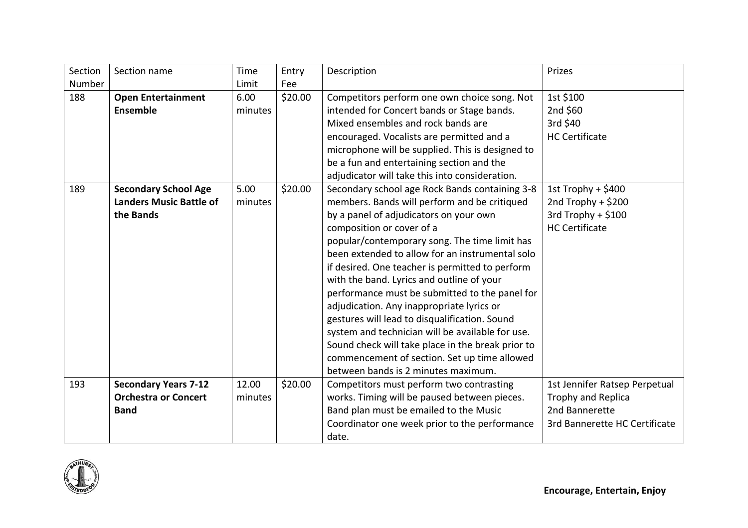| Section Number | Section name | Time Limit | Entry Fee | Description | Prizes |
|---|---|---|---|---|---|
| 188 | **Open Entertainment Ensemble** | 6.00 minutes | $20.00 | Competitors perform one own choice song. Not intended for Concert bands or Stage bands. Mixed ensembles and rock bands are encouraged. Vocalists are permitted and a microphone will be supplied. This is designed to be a fun and entertaining section and the adjudicator will take this into consideration. | 1st $100<br>2nd $60<br>3rd $40<br>HC Certificate |
| 189 | **Secondary School Age Landers Music Battle of the Bands** | 5.00 minutes | $20.00 | Secondary school age Rock Bands containing 3-8 members. Bands will perform and be critiqued by a panel of adjudicators on your own composition or cover of a popular/contemporary song. The time limit has been extended to allow for an instrumental solo if desired. One teacher is permitted to perform with the band. Lyrics and outline of your performance must be submitted to the panel for adjudication. Any inappropriate lyrics or gestures will lead to disqualification. Sound system and technician will be available for use. Sound check will take place in the break prior to commencement of section. Set up time allowed between bands is 2 minutes maximum. | 1st Trophy + $400<br>2nd Trophy + $200<br>3rd Trophy + $100<br>HC Certificate |
| 193 | **Secondary Years 7-12 Orchestra or Concert Band** | 12.00 minutes | $20.00 | Competitors must perform two contrasting works. Timing will be paused between pieces. Band plan must be emailed to the Music Coordinator one week prior to the performance date. | 1st Jennifer Ratsep Perpetual Trophy and Replica<br>2nd Bannerette<br>3rd Bannerette HC Certificate |

**Encourage, Entertain, Enjoy**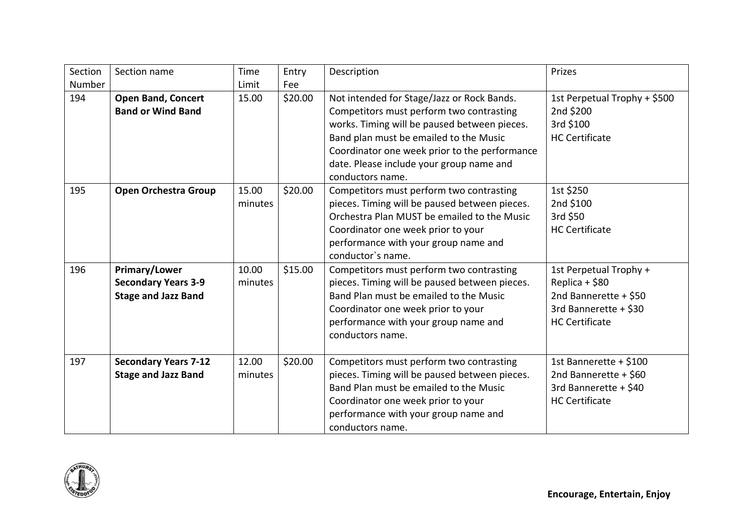| Section Number | Section name | Time Limit | Entry Fee | Description | Prizes |
|---|---|---|---|---|---|
| 194 | **Open Band, Concert Band or Wind Band** | 15.00 | $20.00 | Not intended for Stage/Jazz or Rock Bands. Competitors must perform two contrasting works. Timing will be paused between pieces. Band plan must be emailed to the Music Coordinator one week prior to the performance date. Please include your group name and conductors name. | 1st Perpetual Trophy + $500<br>2nd $200<br>3rd $100<br>HC Certificate |
| 195 | **Open Orchestra Group** | 15.00 minutes | $20.00 | Competitors must perform two contrasting pieces. Timing will be paused between pieces. Orchestra Plan MUST be emailed to the Music Coordinator one week prior to your performance with your group name and conductor`s name. | 1st $250<br>2nd $100<br>3rd $50<br>HC Certificate |
| 196 | **Primary/Lower Secondary Years 3-9 Stage and Jazz Band** | 10.00 minutes | $15.00 | Competitors must perform two contrasting pieces. Timing will be paused between pieces. Band Plan must be emailed to the Music Coordinator one week prior to your performance with your group name and conductors name. | 1st Perpetual Trophy + Replica + $80<br>2nd Bannerette + $50<br>3rd Bannerette + $30<br>HC Certificate |
| 197 | **Secondary Years 7-12 Stage and Jazz Band** | 12.00 minutes | $20.00 | Competitors must perform two contrasting pieces. Timing will be paused between pieces. Band Plan must be emailed to the Music Coordinator one week prior to your performance with your group name and conductors name. | 1st Bannerette + $100<br>2nd Bannerette + $60<br>3rd Bannerette + $40<br>HC Certificate |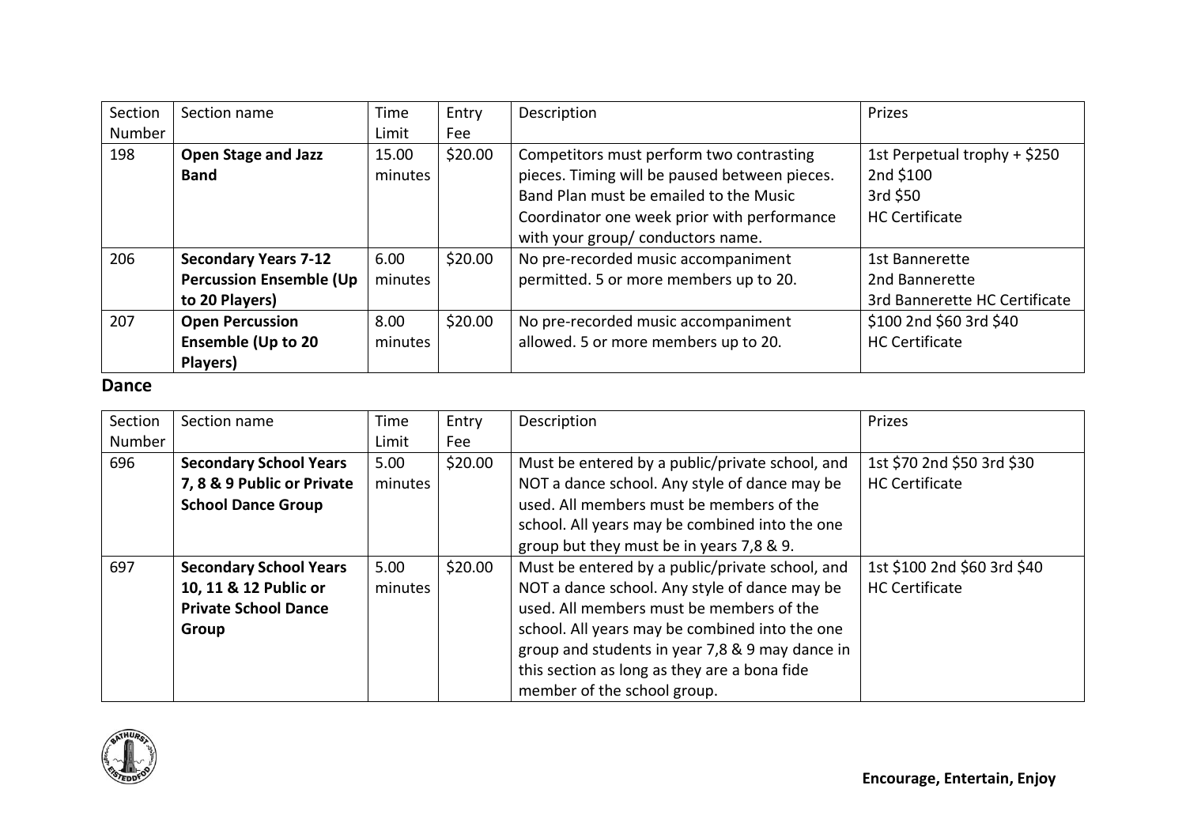| Section Number | Section name | Time Limit | Entry Fee | Description | Prizes |
|---|---|---|---|---|---|
| 198 | **Open Stage and Jazz Band** | 15.00 minutes | $20.00 | Competitors must perform two contrasting pieces. Timing will be paused between pieces. Band Plan must be emailed to the Music Coordinator one week prior with performance with your group/ conductors name. | 1st Perpetual trophy + $250<br>2nd $100<br>3rd $50<br>HC Certificate |
| 206 | **Secondary Years 7-12 Percussion Ensemble (Up to 20 Players)** | 6.00 minutes | $20.00 | No pre-recorded music accompaniment permitted. 5 or more members up to 20. | 1st Bannerette<br>2nd Bannerette<br>3rd Bannerette HC Certificate |
| 207 | **Open Percussion Ensemble (Up to 20 Players)** | 8.00 minutes | $20.00 | No pre-recorded music accompaniment allowed. 5 or more members up to 20. | $100 2nd $60 3rd $40<br>HC Certificate |

## Dance

| Section Number | Section name | Time Limit | Entry Fee | Description | Prizes |
|---|---|---|---|---|---|
| 696 | **Secondary School Years 7, 8 & 9 Public or Private School Dance Group** | 5.00 minutes | $20.00 | Must be entered by a public/private school, and NOT a dance school. Any style of dance may be used. All members must be members of the school. All years may be combined into the one group but they must be in years 7,8 & 9. | 1st $70 2nd $50 3rd $30<br>HC Certificate |
| 697 | **Secondary School Years 10, 11 & 12 Public or Private School Dance Group** | 5.00 minutes | $20.00 | Must be entered by a public/private school, and NOT a dance school. Any style of dance may be used. All members must be members of the school. All years may be combined into the one group and students in year 7,8 & 9 may dance in this section as long as they are a bona fide member of the school group. | 1st $100 2nd $60 3rd $40<br>HC Certificate |

**Encourage, Entertain, Enjoy**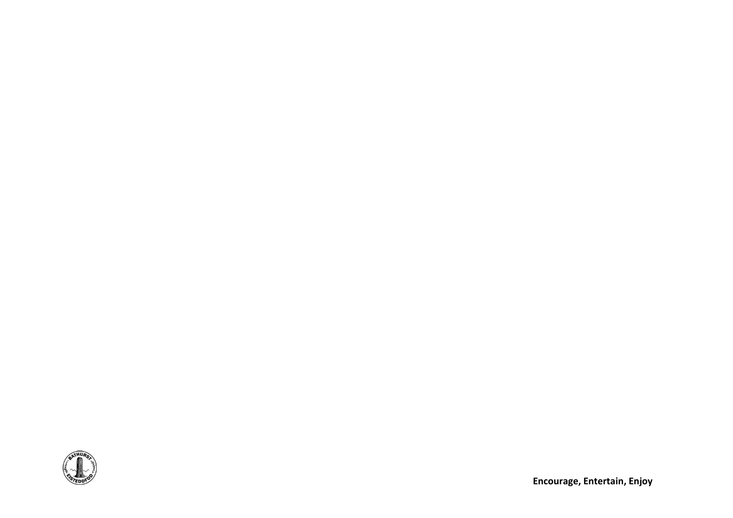Encourage, Entertain, Enjoy